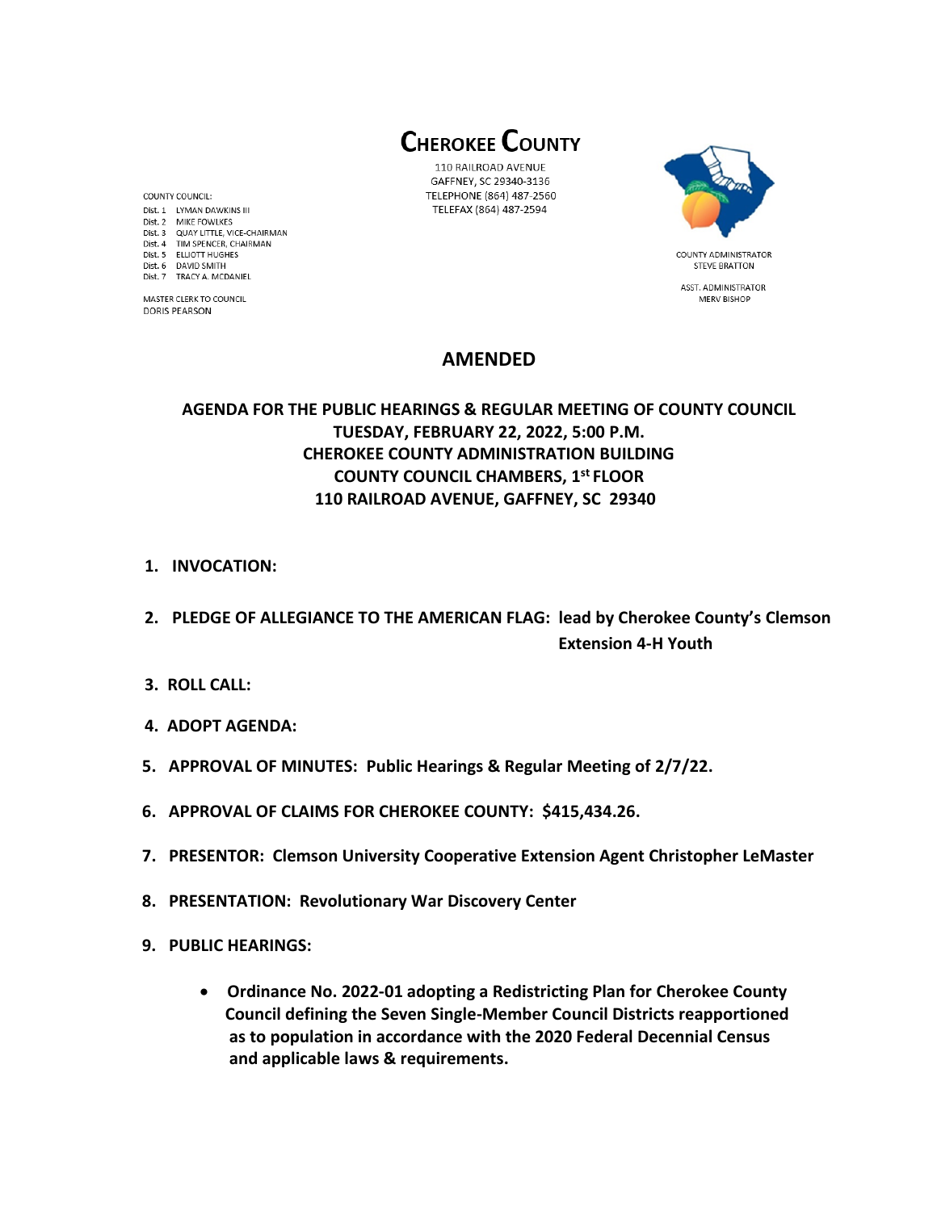# CHEROKEE COUNTY

110 RAILROAD AVENUE
GAFFNEY, SC 29340-3136
TELEPHONE (864) 487-2560
TELEFAX (864) 487-2594

COUNTY COUNCIL:
Dist. 1 LYMAN DAWKINS III
Dist. 2 MIKE FOWLKES
Dist. 3 QUAY LITTLE, VICE-CHAIRMAN
Dist. 4 TIM SPENCER, CHAIRMAN
Dist. 5 ELLIOTT HUGHES
Dist. 6 DAVID SMITH
Dist. 7 TRACY A. MCDANIEL

MASTER CLERK TO COUNCIL
DORIS PEARSON

COUNTY ADMINISTRATOR
STEVE BRATTON

ASST. ADMINISTRATOR
MERV BISHOP

## AMENDED

### AGENDA FOR THE PUBLIC HEARINGS & REGULAR MEETING OF COUNTY COUNCIL
### TUESDAY, FEBRUARY 22, 2022, 5:00 P.M.
### CHEROKEE COUNTY ADMINISTRATION BUILDING
### COUNTY COUNCIL CHAMBERS, 1st FLOOR
### 110 RAILROAD AVENUE, GAFFNEY, SC 29340

1. **INVOCATION:**

2. **PLEDGE OF ALLEGIANCE TO THE AMERICAN FLAG: lead by Cherokee County's Clemson Extension 4-H Youth**

3. **ROLL CALL:**

4. **ADOPT AGENDA:**

5. **APPROVAL OF MINUTES: Public Hearings & Regular Meeting of 2/7/22.**

6. **APPROVAL OF CLAIMS FOR CHEROKEE COUNTY: $415,434.26.**

7. **PRESENTOR: Clemson University Cooperative Extension Agent Christopher LeMaster**

8. **PRESENTATION: Revolutionary War Discovery Center**

9. **PUBLIC HEARINGS:**

   - **Ordinance No. 2022-01 adopting a Redistricting Plan for Cherokee County Council defining the Seven Single-Member Council Districts reapportioned as to population in accordance with the 2020 Federal Decennial Census and applicable laws & requirements.**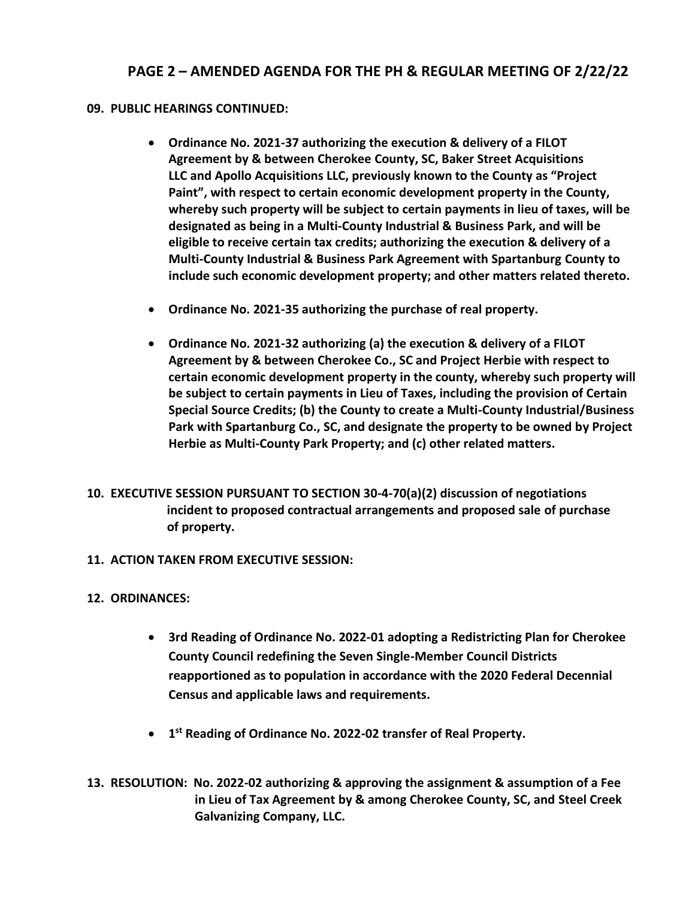## PAGE 2 – AMENDED AGENDA FOR THE PH & REGULAR MEETING OF 2/22/22

**09. PUBLIC HEARINGS CONTINUED:**

- **Ordinance No. 2021-37 authorizing the execution & delivery of a FILOT Agreement by & between Cherokee County, SC, Baker Street Acquisitions LLC and Apollo Acquisitions LLC, previously known to the County as "Project Paint", with respect to certain economic development property in the County, whereby such property will be subject to certain payments in lieu of taxes, will be designated as being in a Multi-County Industrial & Business Park, and will be eligible to receive certain tax credits; authorizing the execution & delivery of a Multi-County Industrial & Business Park Agreement with Spartanburg County to include such economic development property; and other matters related thereto.**

- **Ordinance No. 2021-35 authorizing the purchase of real property.**

- **Ordinance No. 2021-32 authorizing (a) the execution & delivery of a FILOT Agreement by & between Cherokee Co., SC and Project Herbie with respect to certain economic development property in the county, whereby such property will be subject to certain payments in Lieu of Taxes, including the provision of Certain Special Source Credits; (b) the County to create a Multi-County Industrial/Business Park with Spartanburg Co., SC, and designate the property to be owned by Project Herbie as Multi-County Park Property; and (c) other related matters.**

**10. EXECUTIVE SESSION PURSUANT TO SECTION 30-4-70(a)(2) discussion of negotiations incident to proposed contractual arrangements and proposed sale of purchase of property.**

**11. ACTION TAKEN FROM EXECUTIVE SESSION:**

**12. ORDINANCES:**

- **3rd Reading of Ordinance No. 2022-01 adopting a Redistricting Plan for Cherokee County Council redefining the Seven Single-Member Council Districts reapportioned as to population in accordance with the 2020 Federal Decennial Census and applicable laws and requirements.**

- **1st Reading of Ordinance No. 2022-02 transfer of Real Property.**

**13. RESOLUTION: No. 2022-02 authorizing & approving the assignment & assumption of a Fee in Lieu of Tax Agreement by & among Cherokee County, SC, and Steel Creek Galvanizing Company, LLC.**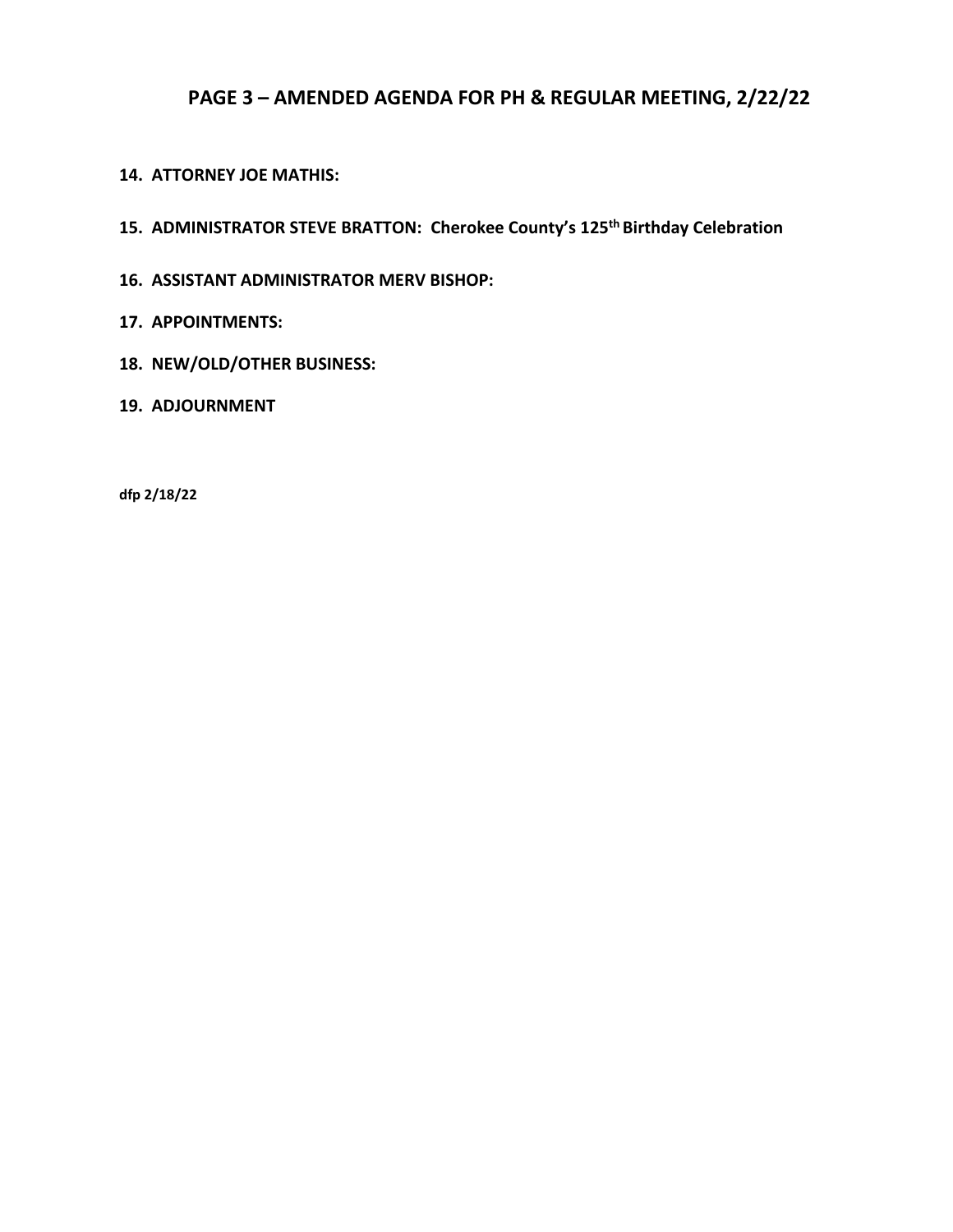14. **ATTORNEY JOE MATHIS:**

15. **ADMINISTRATOR STEVE BRATTON: Cherokee County's 125th Birthday Celebration**

16. **ASSISTANT ADMINISTRATOR MERV BISHOP:**

17. **APPOINTMENTS:**

18. **NEW/OLD/OTHER BUSINESS:**

19. **ADJOURNMENT**

**dfp 2/18/22**